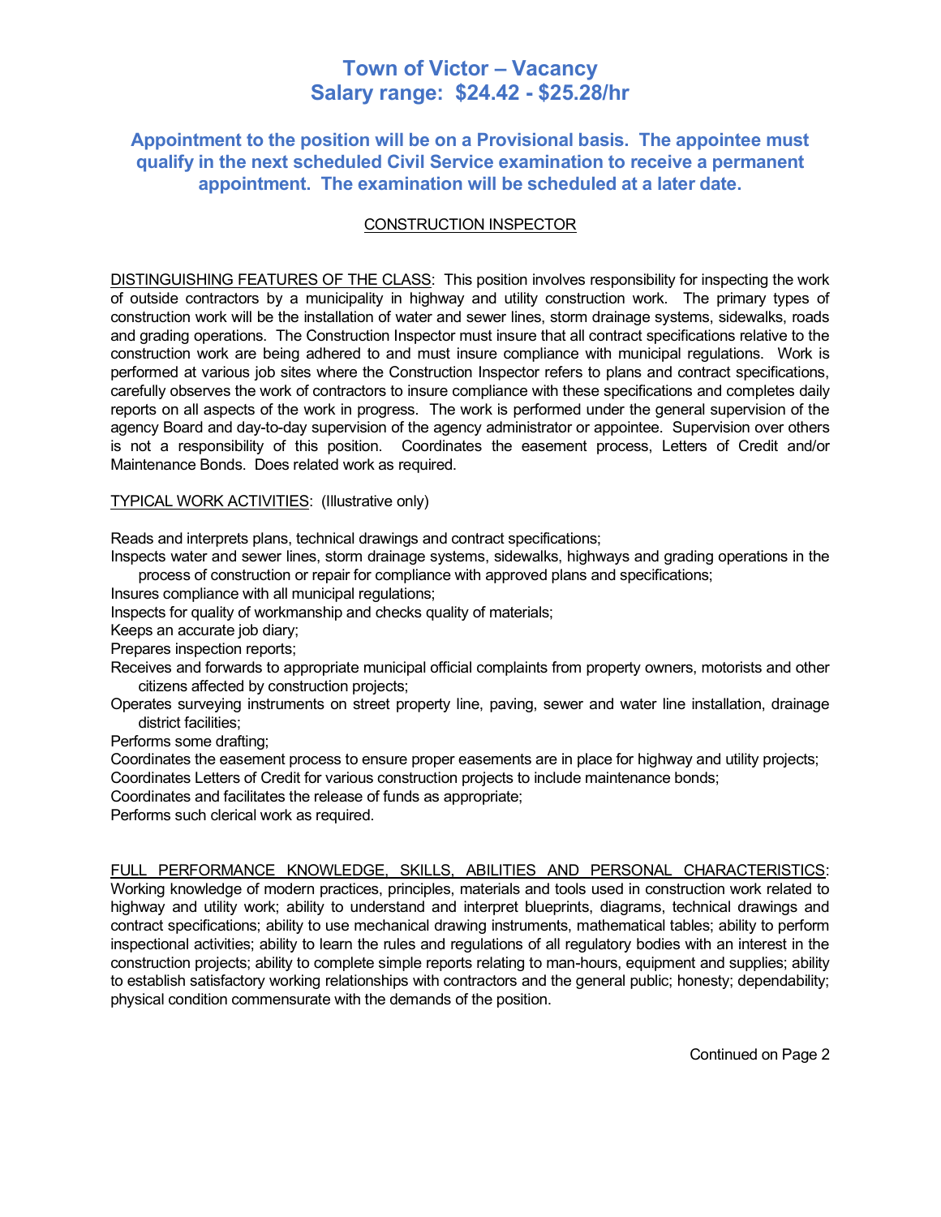# Town of Victor – Vacancy
# Salary range: $24.42 - $25.28/hr

### Appointment to the position will be on a Provisional basis. The appointee must qualify in the next scheduled Civil Service examination to receive a permanent appointment. The examination will be scheduled at a later date.

## CONSTRUCTION INSPECTOR

DISTINGUISHING FEATURES OF THE CLASS: This position involves responsibility for inspecting the work of outside contractors by a municipality in highway and utility construction work. The primary types of construction work will be the installation of water and sewer lines, storm drainage systems, sidewalks, roads and grading operations. The Construction Inspector must insure that all contract specifications relative to the construction work are being adhered to and must insure compliance with municipal regulations. Work is performed at various job sites where the Construction Inspector refers to plans and contract specifications, carefully observes the work of contractors to insure compliance with these specifications and completes daily reports on all aspects of the work in progress. The work is performed under the general supervision of the agency Board and day-to-day supervision of the agency administrator or appointee. Supervision over others is not a responsibility of this position. Coordinates the easement process, Letters of Credit and/or Maintenance Bonds. Does related work as required.

TYPICAL WORK ACTIVITIES: (Illustrative only)

Reads and interprets plans, technical drawings and contract specifications;
Inspects water and sewer lines, storm drainage systems, sidewalks, highways and grading operations in the process of construction or repair for compliance with approved plans and specifications;
Insures compliance with all municipal regulations;
Inspects for quality of workmanship and checks quality of materials;
Keeps an accurate job diary;
Prepares inspection reports;
Receives and forwards to appropriate municipal official complaints from property owners, motorists and other citizens affected by construction projects;
Operates surveying instruments on street property line, paving, sewer and water line installation, drainage district facilities;
Performs some drafting;
Coordinates the easement process to ensure proper easements are in place for highway and utility projects;
Coordinates Letters of Credit for various construction projects to include maintenance bonds;
Coordinates and facilitates the release of funds as appropriate;
Performs such clerical work as required.

FULL PERFORMANCE KNOWLEDGE, SKILLS, ABILITIES AND PERSONAL CHARACTERISTICS: Working knowledge of modern practices, principles, materials and tools used in construction work related to highway and utility work; ability to understand and interpret blueprints, diagrams, technical drawings and contract specifications; ability to use mechanical drawing instruments, mathematical tables; ability to perform inspectional activities; ability to learn the rules and regulations of all regulatory bodies with an interest in the construction projects; ability to complete simple reports relating to man-hours, equipment and supplies; ability to establish satisfactory working relationships with contractors and the general public; honesty; dependability; physical condition commensurate with the demands of the position.

Continued on Page 2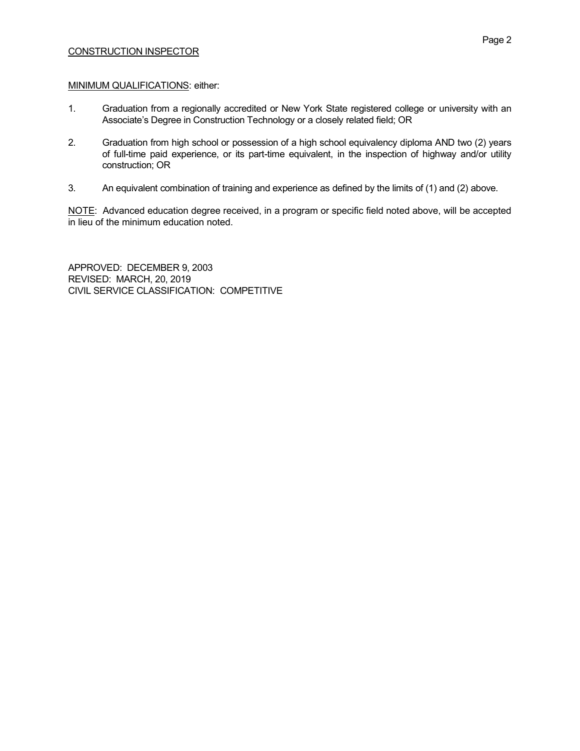MINIMUM QUALIFICATIONS: either:

1. Graduation from a regionally accredited or New York State registered college or university with an Associate's Degree in Construction Technology or a closely related field; OR

2. Graduation from high school or possession of a high school equivalency diploma AND two (2) years of full-time paid experience, or its part-time equivalent, in the inspection of highway and/or utility construction; OR

3. An equivalent combination of training and experience as defined by the limits of (1) and (2) above.

NOTE: Advanced education degree received, in a program or specific field noted above, will be accepted in lieu of the minimum education noted.

APPROVED: DECEMBER 9, 2003
REVISED: MARCH, 20, 2019
CIVIL SERVICE CLASSIFICATION: COMPETITIVE